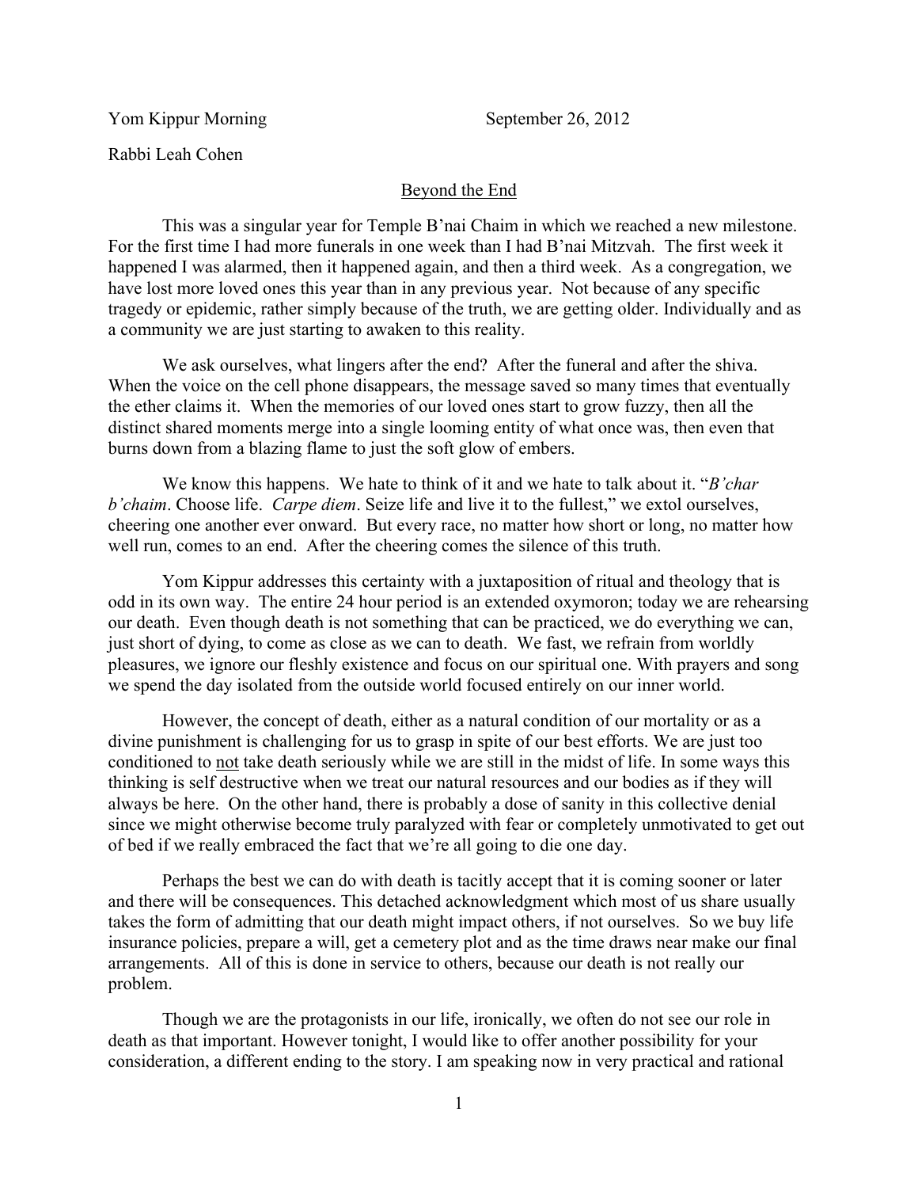Yom Kippur Morning September 26, 2012

Rabbi Leah Cohen

## Beyond the End

This was a singular year for Temple B'nai Chaim in which we reached a new milestone. For the first time I had more funerals in one week than I had B'nai Mitzvah. The first week it happened I was alarmed, then it happened again, and then a third week. As a congregation, we have lost more loved ones this year than in any previous year. Not because of any specific tragedy or epidemic, rather simply because of the truth, we are getting older. Individually and as a community we are just starting to awaken to this reality.

We ask ourselves, what lingers after the end? After the funeral and after the shiva. When the voice on the cell phone disappears, the message saved so many times that eventually the ether claims it. When the memories of our loved ones start to grow fuzzy, then all the distinct shared moments merge into a single looming entity of what once was, then even that burns down from a blazing flame to just the soft glow of embers.

We know this happens. We hate to think of it and we hate to talk about it. "*B'char b'chaim*. Choose life. *Carpe diem*. Seize life and live it to the fullest," we extol ourselves, cheering one another ever onward. But every race, no matter how short or long, no matter how well run, comes to an end. After the cheering comes the silence of this truth.

Yom Kippur addresses this certainty with a juxtaposition of ritual and theology that is odd in its own way. The entire 24 hour period is an extended oxymoron; today we are rehearsing our death. Even though death is not something that can be practiced, we do everything we can, just short of dying, to come as close as we can to death. We fast, we refrain from worldly pleasures, we ignore our fleshly existence and focus on our spiritual one. With prayers and song we spend the day isolated from the outside world focused entirely on our inner world.

However, the concept of death, either as a natural condition of our mortality or as a divine punishment is challenging for us to grasp in spite of our best efforts. We are just too conditioned to <u>not</u> take death seriously while we are still in the midst of life. In some ways this thinking is self destructive when we treat our natural resources and our bodies as if they will always be here. On the other hand, there is probably a dose of sanity in this collective denial since we might otherwise become truly paralyzed with fear or completely unmotivated to get out of bed if we really embraced the fact that we're all going to die one day.

Perhaps the best we can do with death is tacitly accept that it is coming sooner or later and there will be consequences. This detached acknowledgment which most of us share usually takes the form of admitting that our death might impact others, if not ourselves. So we buy life insurance policies, prepare a will, get a cemetery plot and as the time draws near make our final arrangements. All of this is done in service to others, because our death is not really our problem.

Though we are the protagonists in our life, ironically, we often do not see our role in death as that important. However tonight, I would like to offer another possibility for your consideration, a different ending to the story. I am speaking now in very practical and rational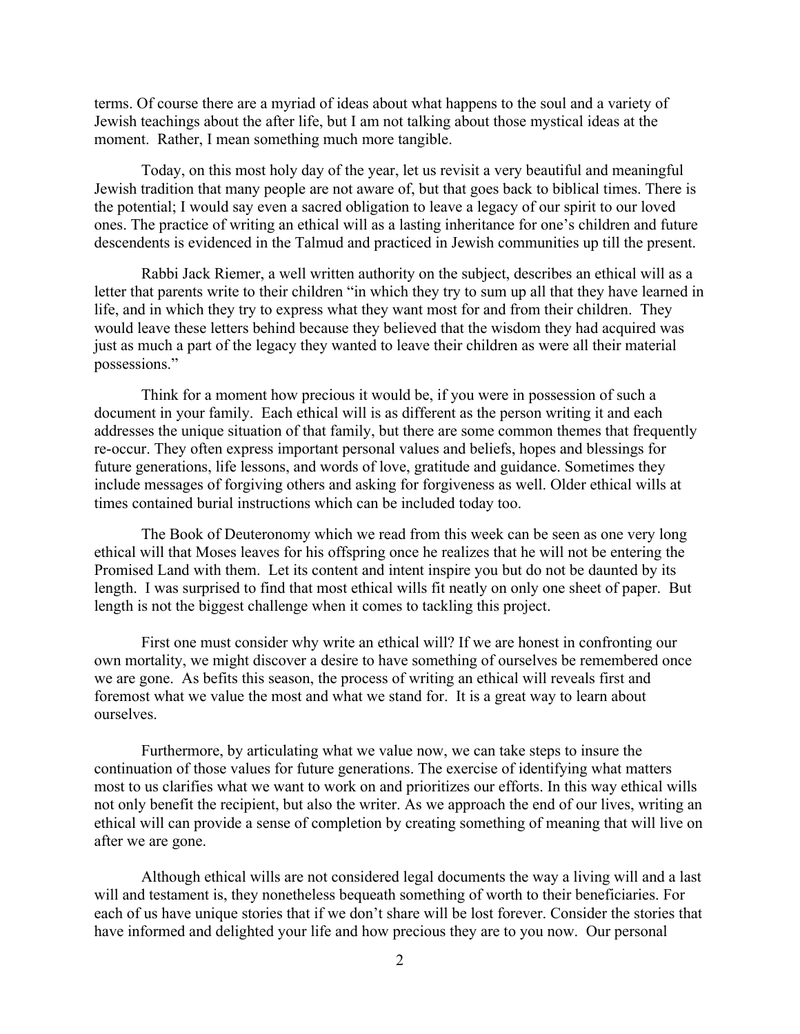terms. Of course there are a myriad of ideas about what happens to the soul and a variety of Jewish teachings about the after life, but I am not talking about those mystical ideas at the moment. Rather, I mean something much more tangible.

Today, on this most holy day of the year, let us revisit a very beautiful and meaningful Jewish tradition that many people are not aware of, but that goes back to biblical times. There is the potential; I would say even a sacred obligation to leave a legacy of our spirit to our loved ones. The practice of writing an ethical will as a lasting inheritance for one's children and future descendents is evidenced in the Talmud and practiced in Jewish communities up till the present.

Rabbi Jack Riemer, a well written authority on the subject, describes an ethical will as a letter that parents write to their children "in which they try to sum up all that they have learned in life, and in which they try to express what they want most for and from their children. They would leave these letters behind because they believed that the wisdom they had acquired was just as much a part of the legacy they wanted to leave their children as were all their material possessions."

Think for a moment how precious it would be, if you were in possession of such a document in your family. Each ethical will is as different as the person writing it and each addresses the unique situation of that family, but there are some common themes that frequently re-occur. They often express important personal values and beliefs, hopes and blessings for future generations, life lessons, and words of love, gratitude and guidance. Sometimes they include messages of forgiving others and asking for forgiveness as well. Older ethical wills at times contained burial instructions which can be included today too.

The Book of Deuteronomy which we read from this week can be seen as one very long ethical will that Moses leaves for his offspring once he realizes that he will not be entering the Promised Land with them. Let its content and intent inspire you but do not be daunted by its length. I was surprised to find that most ethical wills fit neatly on only one sheet of paper. But length is not the biggest challenge when it comes to tackling this project.

First one must consider why write an ethical will? If we are honest in confronting our own mortality, we might discover a desire to have something of ourselves be remembered once we are gone. As befits this season, the process of writing an ethical will reveals first and foremost what we value the most and what we stand for. It is a great way to learn about ourselves.

Furthermore, by articulating what we value now, we can take steps to insure the continuation of those values for future generations. The exercise of identifying what matters most to us clarifies what we want to work on and prioritizes our efforts. In this way ethical wills not only benefit the recipient, but also the writer. As we approach the end of our lives, writing an ethical will can provide a sense of completion by creating something of meaning that will live on after we are gone.

Although ethical wills are not considered legal documents the way a living will and a last will and testament is, they nonetheless bequeath something of worth to their beneficiaries. For each of us have unique stories that if we don't share will be lost forever. Consider the stories that have informed and delighted your life and how precious they are to you now. Our personal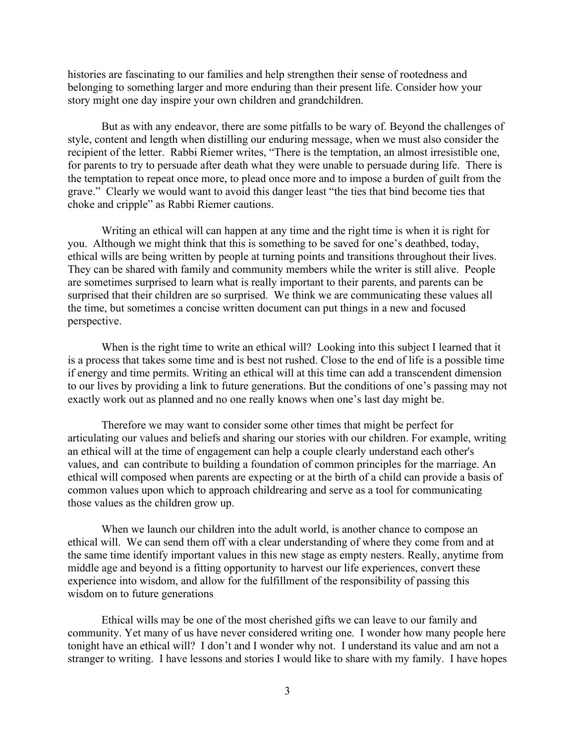histories are fascinating to our families and help strengthen their sense of rootedness and belonging to something larger and more enduring than their present life. Consider how your story might one day inspire your own children and grandchildren.

But as with any endeavor, there are some pitfalls to be wary of. Beyond the challenges of style, content and length when distilling our enduring message, when we must also consider the recipient of the letter. Rabbi Riemer writes, "There is the temptation, an almost irresistible one, for parents to try to persuade after death what they were unable to persuade during life. There is the temptation to repeat once more, to plead once more and to impose a burden of guilt from the grave." Clearly we would want to avoid this danger least "the ties that bind become ties that choke and cripple" as Rabbi Riemer cautions.

Writing an ethical will can happen at any time and the right time is when it is right for you. Although we might think that this is something to be saved for one's deathbed, today, ethical wills are being written by people at turning points and transitions throughout their lives. They can be shared with family and community members while the writer is still alive. People are sometimes surprised to learn what is really important to their parents, and parents can be surprised that their children are so surprised. We think we are communicating these values all the time, but sometimes a concise written document can put things in a new and focused perspective.

When is the right time to write an ethical will? Looking into this subject I learned that it is a process that takes some time and is best not rushed. Close to the end of life is a possible time if energy and time permits. Writing an ethical will at this time can add a transcendent dimension to our lives by providing a link to future generations. But the conditions of one's passing may not exactly work out as planned and no one really knows when one's last day might be.

Therefore we may want to consider some other times that might be perfect for articulating our values and beliefs and sharing our stories with our children. For example, writing an ethical will at the time of engagement can help a couple clearly understand each other's values, and can contribute to building a foundation of common principles for the marriage. An ethical will composed when parents are expecting or at the birth of a child can provide a basis of common values upon which to approach childrearing and serve as a tool for communicating those values as the children grow up.

When we launch our children into the adult world, is another chance to compose an ethical will. We can send them off with a clear understanding of where they come from and at the same time identify important values in this new stage as empty nesters. Really, anytime from middle age and beyond is a fitting opportunity to harvest our life experiences, convert these experience into wisdom, and allow for the fulfillment of the responsibility of passing this wisdom on to future generations

Ethical wills may be one of the most cherished gifts we can leave to our family and community. Yet many of us have never considered writing one. I wonder how many people here tonight have an ethical will? I don't and I wonder why not. I understand its value and am not a stranger to writing. I have lessons and stories I would like to share with my family. I have hopes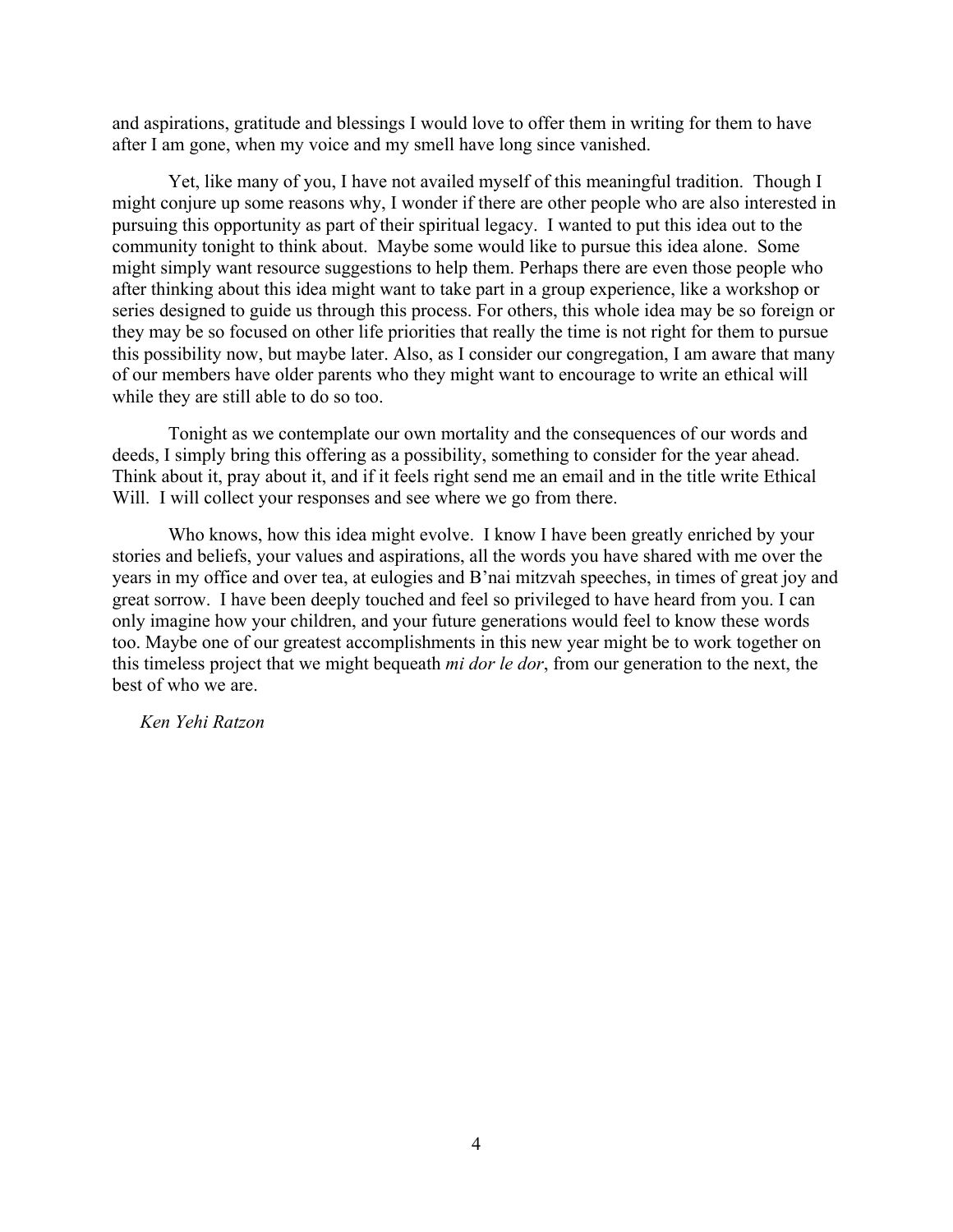and aspirations, gratitude and blessings I would love to offer them in writing for them to have after I am gone, when my voice and my smell have long since vanished.

Yet, like many of you, I have not availed myself of this meaningful tradition. Though I might conjure up some reasons why, I wonder if there are other people who are also interested in pursuing this opportunity as part of their spiritual legacy. I wanted to put this idea out to the community tonight to think about. Maybe some would like to pursue this idea alone. Some might simply want resource suggestions to help them. Perhaps there are even those people who after thinking about this idea might want to take part in a group experience, like a workshop or series designed to guide us through this process. For others, this whole idea may be so foreign or they may be so focused on other life priorities that really the time is not right for them to pursue this possibility now, but maybe later. Also, as I consider our congregation, I am aware that many of our members have older parents who they might want to encourage to write an ethical will while they are still able to do so too.

Tonight as we contemplate our own mortality and the consequences of our words and deeds, I simply bring this offering as a possibility, something to consider for the year ahead. Think about it, pray about it, and if it feels right send me an email and in the title write Ethical Will. I will collect your responses and see where we go from there.

Who knows, how this idea might evolve. I know I have been greatly enriched by your stories and beliefs, your values and aspirations, all the words you have shared with me over the years in my office and over tea, at eulogies and B'nai mitzvah speeches, in times of great joy and great sorrow. I have been deeply touched and feel so privileged to have heard from you. I can only imagine how your children, and your future generations would feel to know these words too. Maybe one of our greatest accomplishments in this new year might be to work together on this timeless project that we might bequeath *mi dor le dor*, from our generation to the next, the best of who we are.

*Ken Yehi Ratzon*